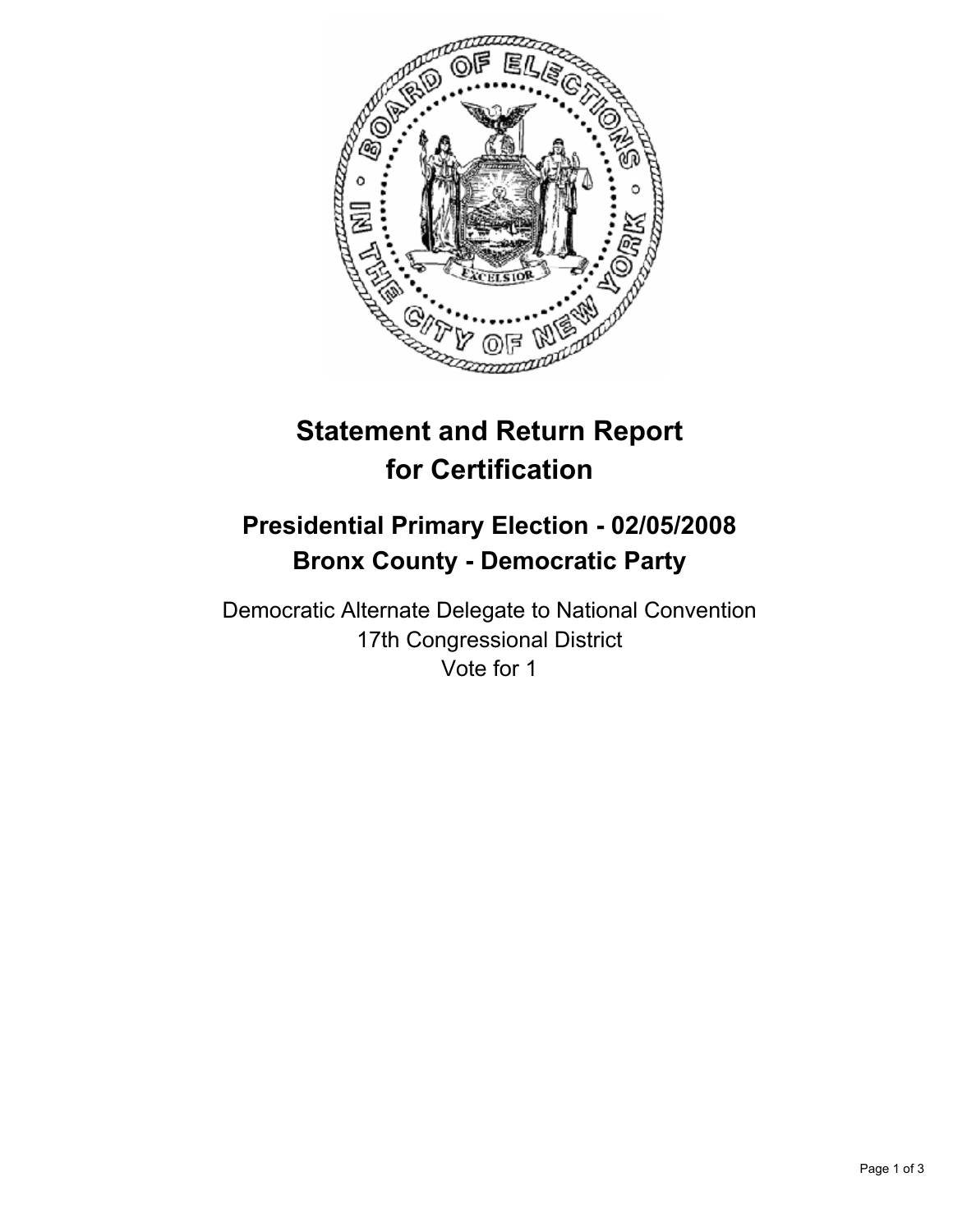# Statement and Return Report for Certification

## Presidential Primary Election - 02/05/2008
## Bronx County - Democratic Party

Democratic Alternate Delegate to National Convention
17th Congressional District
Vote for 1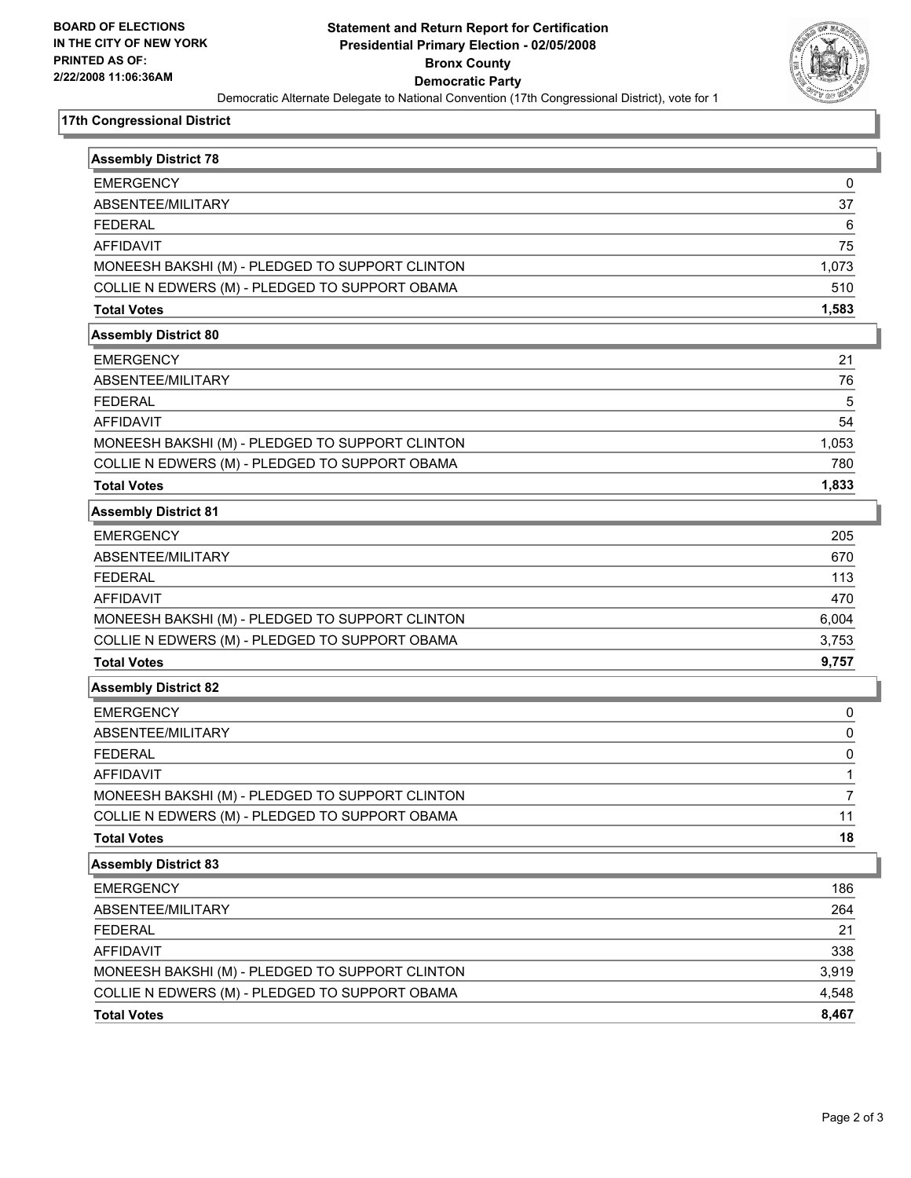**BOARD OF ELECTIONS IN THE CITY OF NEW YORK PRINTED AS OF: 2/22/2008 11:06:36AM**

# Statement and Return Report for Certification
## Presidential Primary Election - 02/05/2008
## Bronx County
## Democratic Party

Democratic Alternate Delegate to National Convention (17th Congressional District), vote for 1

### 17th Congressional District

| Assembly District 78 | |
|---|---|
| EMERGENCY | 0 |
| ABSENTEE/MILITARY | 37 |
| FEDERAL | 6 |
| AFFIDAVIT | 75 |
| MONEESH BAKSHI (M) - PLEDGED TO SUPPORT CLINTON | 1,073 |
| COLLIE N EDWERS (M) - PLEDGED TO SUPPORT OBAMA | 510 |
| **Total Votes** | **1,583** |

| Assembly District 80 | |
|---|---|
| EMERGENCY | 21 |
| ABSENTEE/MILITARY | 76 |
| FEDERAL | 5 |
| AFFIDAVIT | 54 |
| MONEESH BAKSHI (M) - PLEDGED TO SUPPORT CLINTON | 1,053 |
| COLLIE N EDWERS (M) - PLEDGED TO SUPPORT OBAMA | 780 |
| **Total Votes** | **1,833** |

| Assembly District 81 | |
|---|---|
| EMERGENCY | 205 |
| ABSENTEE/MILITARY | 670 |
| FEDERAL | 113 |
| AFFIDAVIT | 470 |
| MONEESH BAKSHI (M) - PLEDGED TO SUPPORT CLINTON | 6,004 |
| COLLIE N EDWERS (M) - PLEDGED TO SUPPORT OBAMA | 3,753 |
| **Total Votes** | **9,757** |

| Assembly District 82 | |
|---|---|
| EMERGENCY | 0 |
| ABSENTEE/MILITARY | 0 |
| FEDERAL | 0 |
| AFFIDAVIT | 1 |
| MONEESH BAKSHI (M) - PLEDGED TO SUPPORT CLINTON | 7 |
| COLLIE N EDWERS (M) - PLEDGED TO SUPPORT OBAMA | 11 |
| **Total Votes** | **18** |

| Assembly District 83 | |
|---|---|
| EMERGENCY | 186 |
| ABSENTEE/MILITARY | 264 |
| FEDERAL | 21 |
| AFFIDAVIT | 338 |
| MONEESH BAKSHI (M) - PLEDGED TO SUPPORT CLINTON | 3,919 |
| COLLIE N EDWERS (M) - PLEDGED TO SUPPORT OBAMA | 4,548 |
| **Total Votes** | **8,467** |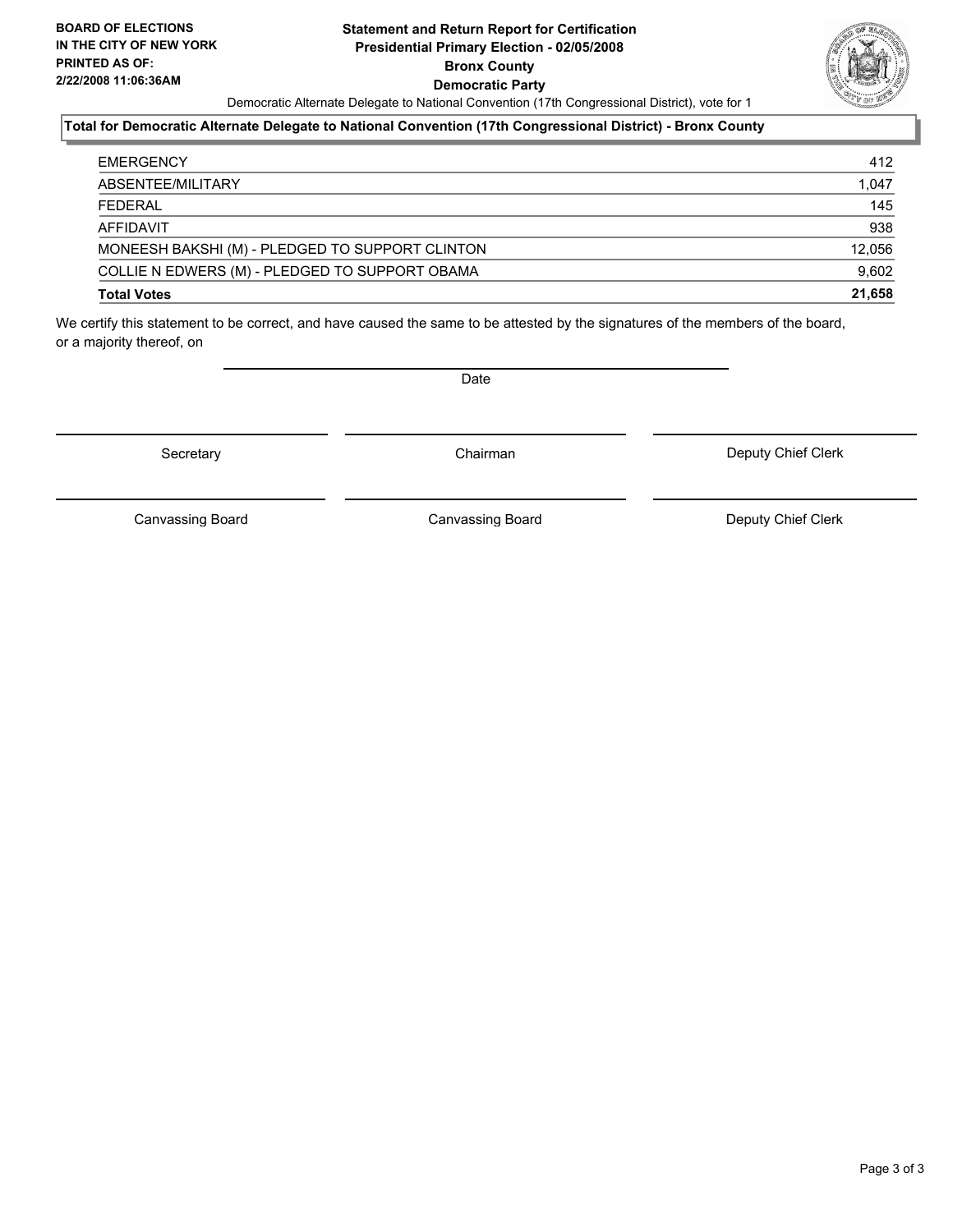**BOARD OF ELECTIONS IN THE CITY OF NEW YORK PRINTED AS OF: 2/22/2008 11:06:36AM**

# Statement and Return Report for Certification Presidential Primary Election - 02/05/2008 Bronx County Democratic Party

Democratic Alternate Delegate to National Convention (17th Congressional District), vote for 1

## Total for Democratic Alternate Delegate to National Convention (17th Congressional District) - Bronx County

| | |
|---|---|
| EMERGENCY | 412 |
| ABSENTEE/MILITARY | 1,047 |
| FEDERAL | 145 |
| AFFIDAVIT | 938 |
| MONEESH BAKSHI (M) - PLEDGED TO SUPPORT CLINTON | 12,056 |
| COLLIE N EDWERS (M) - PLEDGED TO SUPPORT OBAMA | 9,602 |
| **Total Votes** | **21,658** |

We certify this statement to be correct, and have caused the same to be attested by the signatures of the members of the board, or a majority thereof, on

Date

Secretary

Chairman

Deputy Chief Clerk

Canvassing Board

Canvassing Board

Deputy Chief Clerk